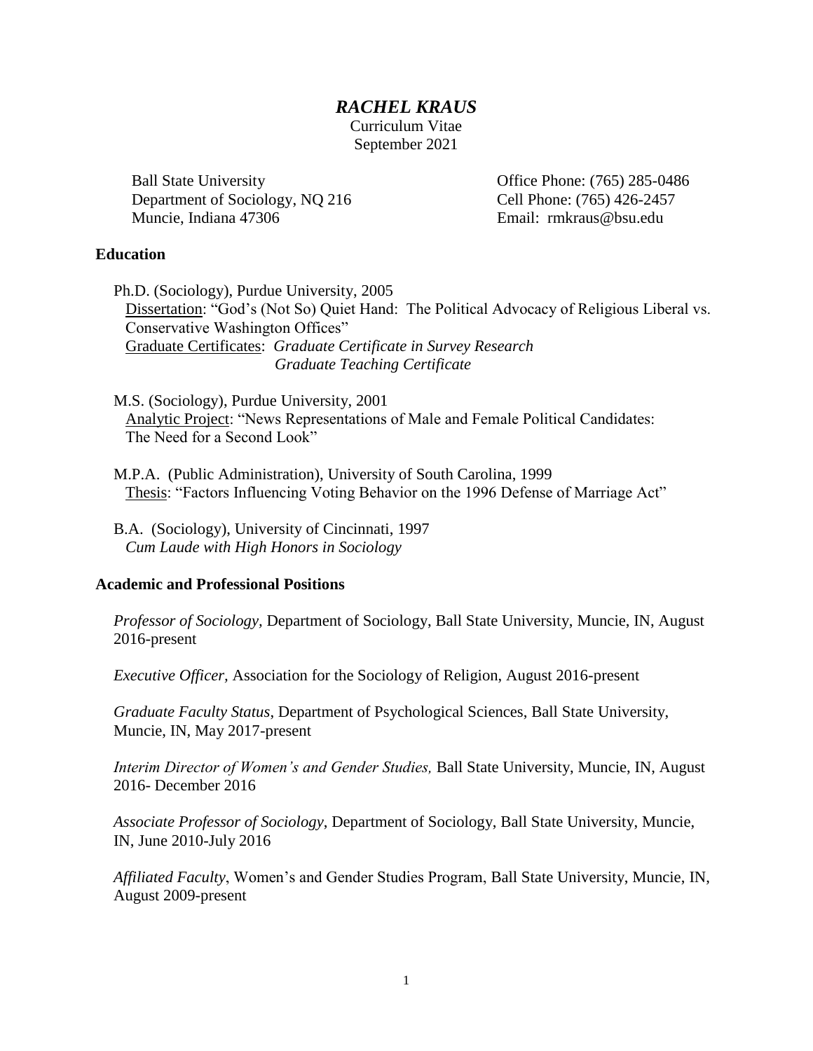# *RACHEL KRAUS*

Curriculum Vitae
September 2021

Ball State University
Department of Sociology, NQ 216
Muncie, Indiana 47306

Office Phone: (765) 285-0486
Cell Phone: (765) 426-2457
Email: rmkraus@bsu.edu

## Education

Ph.D. (Sociology), Purdue University, 2005
Dissertation: "God's (Not So) Quiet Hand: The Political Advocacy of Religious Liberal vs. Conservative Washington Offices"
Graduate Certificates: *Graduate Certificate in Survey Research*
*Graduate Teaching Certificate*

M.S. (Sociology), Purdue University, 2001
Analytic Project: "News Representations of Male and Female Political Candidates: The Need for a Second Look"

M.P.A. (Public Administration), University of South Carolina, 1999
Thesis: "Factors Influencing Voting Behavior on the 1996 Defense of Marriage Act"

B.A. (Sociology), University of Cincinnati, 1997
*Cum Laude with High Honors in Sociology*

## Academic and Professional Positions

*Professor of Sociology,* Department of Sociology, Ball State University, Muncie, IN, August 2016-present

*Executive Officer,* Association for the Sociology of Religion, August 2016-present

*Graduate Faculty Status*, Department of Psychological Sciences, Ball State University, Muncie, IN, May 2017-present

*Interim Director of Women's and Gender Studies,* Ball State University, Muncie, IN, August 2016- December 2016

*Associate Professor of Sociology*, Department of Sociology, Ball State University, Muncie, IN, June 2010-July 2016

*Affiliated Faculty*, Women's and Gender Studies Program, Ball State University, Muncie, IN, August 2009-present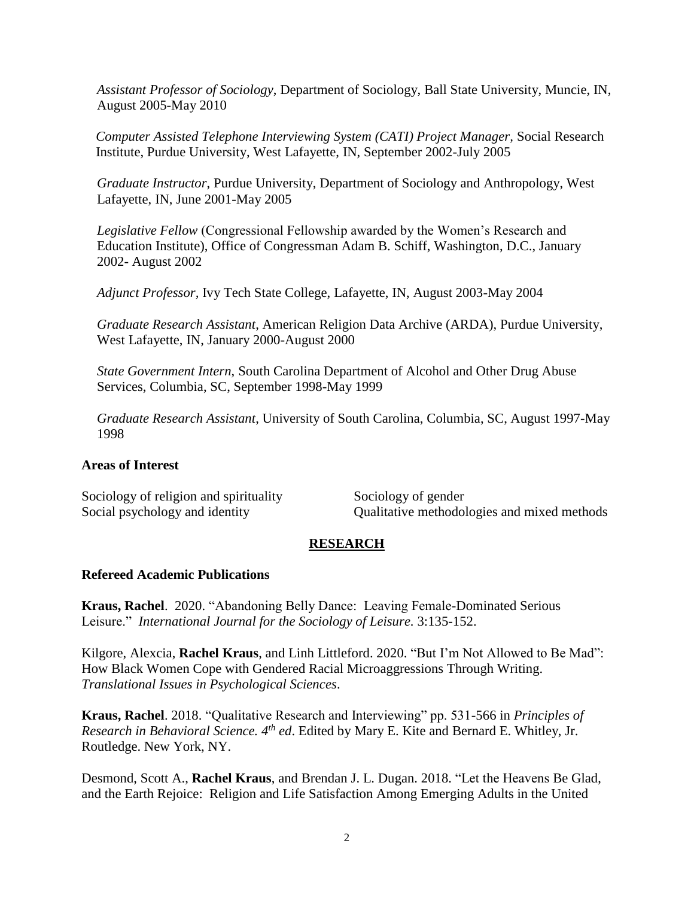*Assistant Professor of Sociology*, Department of Sociology, Ball State University, Muncie, IN, August 2005-May 2010

*Computer Assisted Telephone Interviewing System (CATI) Project Manager,* Social Research Institute, Purdue University, West Lafayette, IN, September 2002-July 2005

*Graduate Instructor*, Purdue University, Department of Sociology and Anthropology, West Lafayette, IN, June 2001-May 2005

*Legislative Fellow* (Congressional Fellowship awarded by the Women's Research and Education Institute), Office of Congressman Adam B. Schiff, Washington, D.C., January 2002- August 2002

*Adjunct Professor,* Ivy Tech State College, Lafayette, IN, August 2003-May 2004

*Graduate Research Assistant*, American Religion Data Archive (ARDA), Purdue University, West Lafayette, IN, January 2000-August 2000

*State Government Intern*, South Carolina Department of Alcohol and Other Drug Abuse Services, Columbia, SC, September 1998-May 1999

*Graduate Research Assistant*, University of South Carolina, Columbia, SC, August 1997-May 1998

**Areas of Interest**

Sociology of religion and spirituality

Social psychology and identity

Sociology of gender

Qualitative methodologies and mixed methods

## RESEARCH

**Refereed Academic Publications**

**Kraus, Rachel**. 2020. "Abandoning Belly Dance: Leaving Female-Dominated Serious Leisure." *International Journal for the Sociology of Leisure.* 3:135-152.

Kilgore, Alexcia, **Rachel Kraus**, and Linh Littleford. 2020. "But I'm Not Allowed to Be Mad": How Black Women Cope with Gendered Racial Microaggressions Through Writing. *Translational Issues in Psychological Sciences*.

**Kraus, Rachel**. 2018. "Qualitative Research and Interviewing" pp. 531-566 in *Principles of Research in Behavioral Science. 4th ed*. Edited by Mary E. Kite and Bernard E. Whitley, Jr. Routledge. New York, NY.

Desmond, Scott A., **Rachel Kraus**, and Brendan J. L. Dugan. 2018. "Let the Heavens Be Glad, and the Earth Rejoice: Religion and Life Satisfaction Among Emerging Adults in the United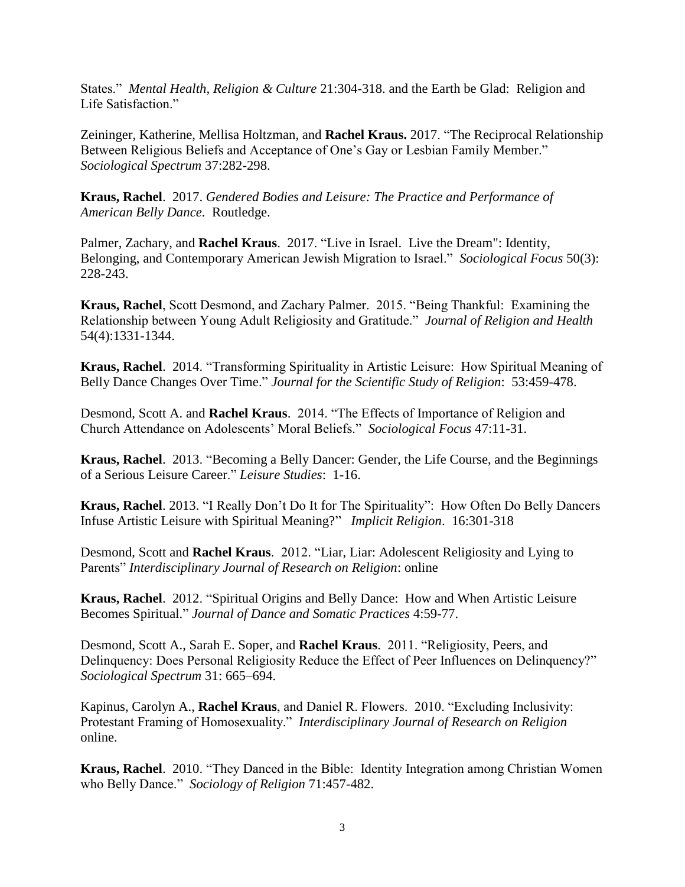States." *Mental Health, Religion & Culture* 21:304-318. and the Earth be Glad: Religion and Life Satisfaction."

Zeininger, Katherine, Mellisa Holtzman, and **Rachel Kraus.** 2017. "The Reciprocal Relationship Between Religious Beliefs and Acceptance of One's Gay or Lesbian Family Member." *Sociological Spectrum* 37:282-298.

**Kraus, Rachel**. 2017. *Gendered Bodies and Leisure: The Practice and Performance of American Belly Dance*. Routledge.

Palmer, Zachary, and **Rachel Kraus**. 2017. "Live in Israel. Live the Dream": Identity, Belonging, and Contemporary American Jewish Migration to Israel." *Sociological Focus* 50(3): 228-243.

**Kraus, Rachel**, Scott Desmond, and Zachary Palmer. 2015. "Being Thankful: Examining the Relationship between Young Adult Religiosity and Gratitude." *Journal of Religion and Health* 54(4):1331-1344.

**Kraus, Rachel**. 2014. "Transforming Spirituality in Artistic Leisure: How Spiritual Meaning of Belly Dance Changes Over Time." *Journal for the Scientific Study of Religion*: 53:459-478.

Desmond, Scott A. and **Rachel Kraus**. 2014. "The Effects of Importance of Religion and Church Attendance on Adolescents' Moral Beliefs." *Sociological Focus* 47:11-31.

**Kraus, Rachel**. 2013. "Becoming a Belly Dancer: Gender, the Life Course, and the Beginnings of a Serious Leisure Career." *Leisure Studies*: 1-16.

**Kraus, Rachel**. 2013. "I Really Don't Do It for The Spirituality": How Often Do Belly Dancers Infuse Artistic Leisure with Spiritual Meaning?" *Implicit Religion*. 16:301-318

Desmond, Scott and **Rachel Kraus**. 2012. "Liar, Liar: Adolescent Religiosity and Lying to Parents" *Interdisciplinary Journal of Research on Religion*: online

**Kraus, Rachel**. 2012. "Spiritual Origins and Belly Dance: How and When Artistic Leisure Becomes Spiritual." *Journal of Dance and Somatic Practices* 4:59-77.

Desmond, Scott A., Sarah E. Soper, and **Rachel Kraus**. 2011. "Religiosity, Peers, and Delinquency: Does Personal Religiosity Reduce the Effect of Peer Influences on Delinquency?" *Sociological Spectrum* 31: 665–694.

Kapinus, Carolyn A., **Rachel Kraus**, and Daniel R. Flowers. 2010. "Excluding Inclusivity: Protestant Framing of Homosexuality." *Interdisciplinary Journal of Research on Religion* online.

**Kraus, Rachel**. 2010. "They Danced in the Bible: Identity Integration among Christian Women who Belly Dance." *Sociology of Religion* 71:457-482.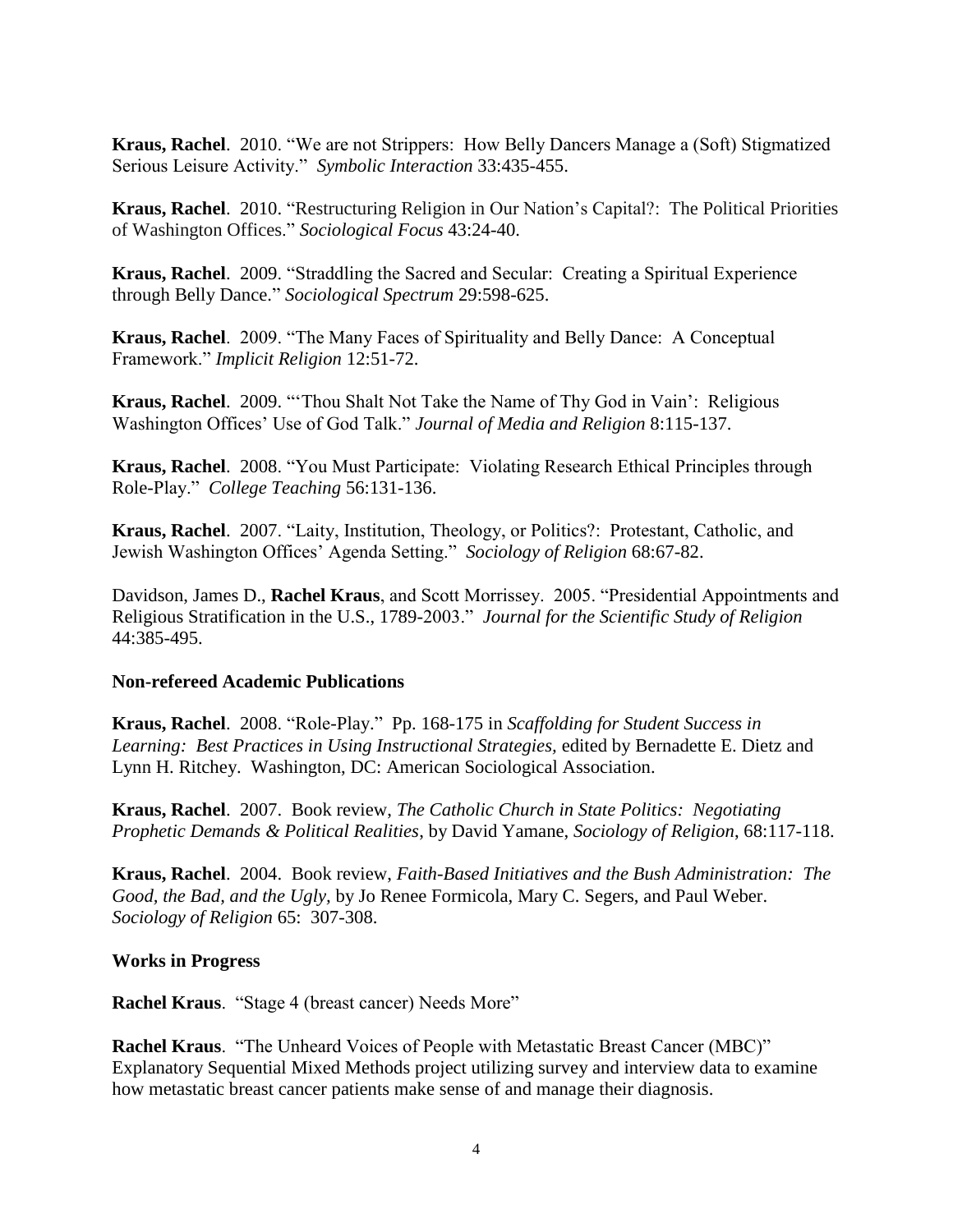**Kraus, Rachel**. 2010. "We are not Strippers: How Belly Dancers Manage a (Soft) Stigmatized Serious Leisure Activity." *Symbolic Interaction* 33:435-455.

**Kraus, Rachel**. 2010. "Restructuring Religion in Our Nation's Capital?: The Political Priorities of Washington Offices." *Sociological Focus* 43:24-40.

**Kraus, Rachel**. 2009. "Straddling the Sacred and Secular: Creating a Spiritual Experience through Belly Dance." *Sociological Spectrum* 29:598-625.

**Kraus, Rachel**. 2009. "The Many Faces of Spirituality and Belly Dance: A Conceptual Framework." *Implicit Religion* 12:51-72.

**Kraus, Rachel**. 2009. "'Thou Shalt Not Take the Name of Thy God in Vain': Religious Washington Offices' Use of God Talk." *Journal of Media and Religion* 8:115-137.

**Kraus, Rachel**. 2008. "You Must Participate: Violating Research Ethical Principles through Role-Play." *College Teaching* 56:131-136.

**Kraus, Rachel**. 2007. "Laity, Institution, Theology, or Politics?: Protestant, Catholic, and Jewish Washington Offices' Agenda Setting." *Sociology of Religion* 68:67-82.

Davidson, James D., **Rachel Kraus**, and Scott Morrissey. 2005. "Presidential Appointments and Religious Stratification in the U.S., 1789-2003." *Journal for the Scientific Study of Religion* 44:385-495.

**Non-refereed Academic Publications**

**Kraus, Rachel**. 2008. "Role-Play." Pp. 168-175 in *Scaffolding for Student Success in Learning: Best Practices in Using Instructional Strategies,* edited by Bernadette E. Dietz and Lynn H. Ritchey. Washington, DC: American Sociological Association.

**Kraus, Rachel**. 2007. Book review, *The Catholic Church in State Politics: Negotiating Prophetic Demands & Political Realities*, by David Yamane, *Sociology of Religion*, 68:117-118.

**Kraus, Rachel**. 2004. Book review, *Faith-Based Initiatives and the Bush Administration: The Good, the Bad, and the Ugly,* by Jo Renee Formicola, Mary C. Segers, and Paul Weber. *Sociology of Religion* 65: 307-308.

**Works in Progress**

**Rachel Kraus**. "Stage 4 (breast cancer) Needs More"

**Rachel Kraus**. "The Unheard Voices of People with Metastatic Breast Cancer (MBC)" Explanatory Sequential Mixed Methods project utilizing survey and interview data to examine how metastatic breast cancer patients make sense of and manage their diagnosis.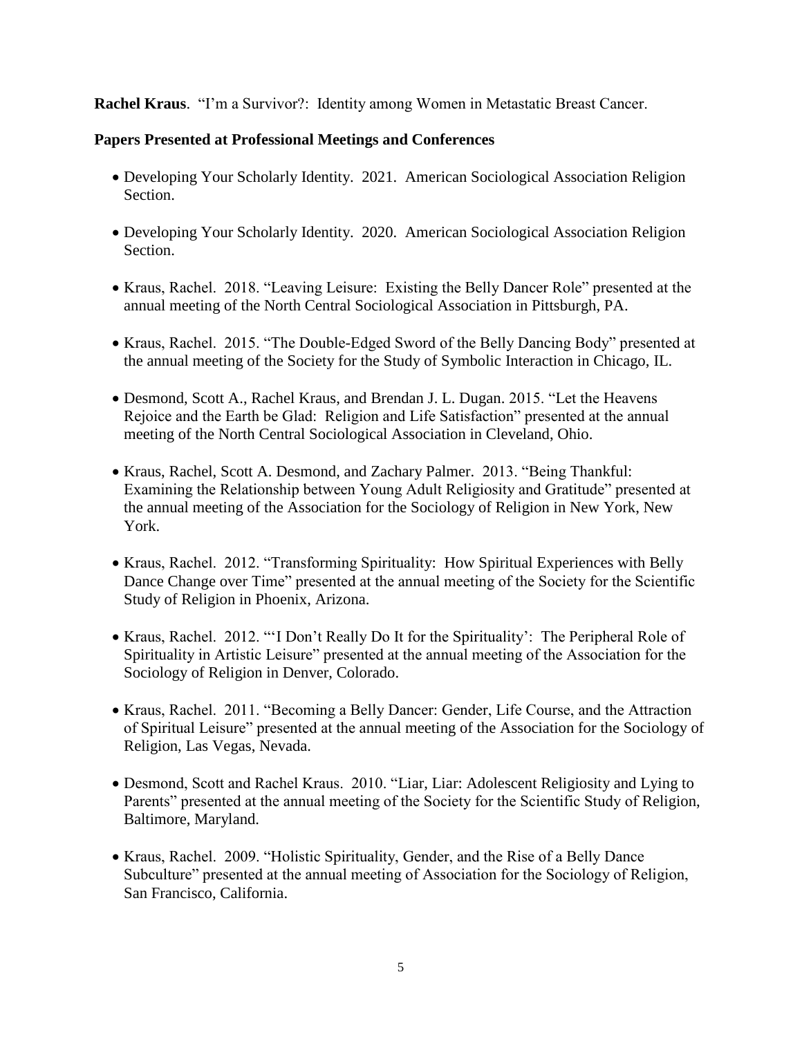**Rachel Kraus**. "I'm a Survivor?: Identity among Women in Metastatic Breast Cancer.

**Papers Presented at Professional Meetings and Conferences**

- Developing Your Scholarly Identity. 2021. American Sociological Association Religion Section.
- Developing Your Scholarly Identity. 2020. American Sociological Association Religion Section.
- Kraus, Rachel. 2018. "Leaving Leisure: Existing the Belly Dancer Role" presented at the annual meeting of the North Central Sociological Association in Pittsburgh, PA.
- Kraus, Rachel. 2015. "The Double-Edged Sword of the Belly Dancing Body" presented at the annual meeting of the Society for the Study of Symbolic Interaction in Chicago, IL.
- Desmond, Scott A., Rachel Kraus, and Brendan J. L. Dugan. 2015. "Let the Heavens Rejoice and the Earth be Glad: Religion and Life Satisfaction" presented at the annual meeting of the North Central Sociological Association in Cleveland, Ohio.
- Kraus, Rachel, Scott A. Desmond, and Zachary Palmer. 2013. "Being Thankful: Examining the Relationship between Young Adult Religiosity and Gratitude" presented at the annual meeting of the Association for the Sociology of Religion in New York, New York.
- Kraus, Rachel. 2012. "Transforming Spirituality: How Spiritual Experiences with Belly Dance Change over Time" presented at the annual meeting of the Society for the Scientific Study of Religion in Phoenix, Arizona.
- Kraus, Rachel. 2012. "'I Don't Really Do It for the Spirituality': The Peripheral Role of Spirituality in Artistic Leisure" presented at the annual meeting of the Association for the Sociology of Religion in Denver, Colorado.
- Kraus, Rachel. 2011. "Becoming a Belly Dancer: Gender, Life Course, and the Attraction of Spiritual Leisure" presented at the annual meeting of the Association for the Sociology of Religion, Las Vegas, Nevada.
- Desmond, Scott and Rachel Kraus. 2010. "Liar, Liar: Adolescent Religiosity and Lying to Parents" presented at the annual meeting of the Society for the Scientific Study of Religion, Baltimore, Maryland.
- Kraus, Rachel. 2009. "Holistic Spirituality, Gender, and the Rise of a Belly Dance Subculture" presented at the annual meeting of Association for the Sociology of Religion, San Francisco, California.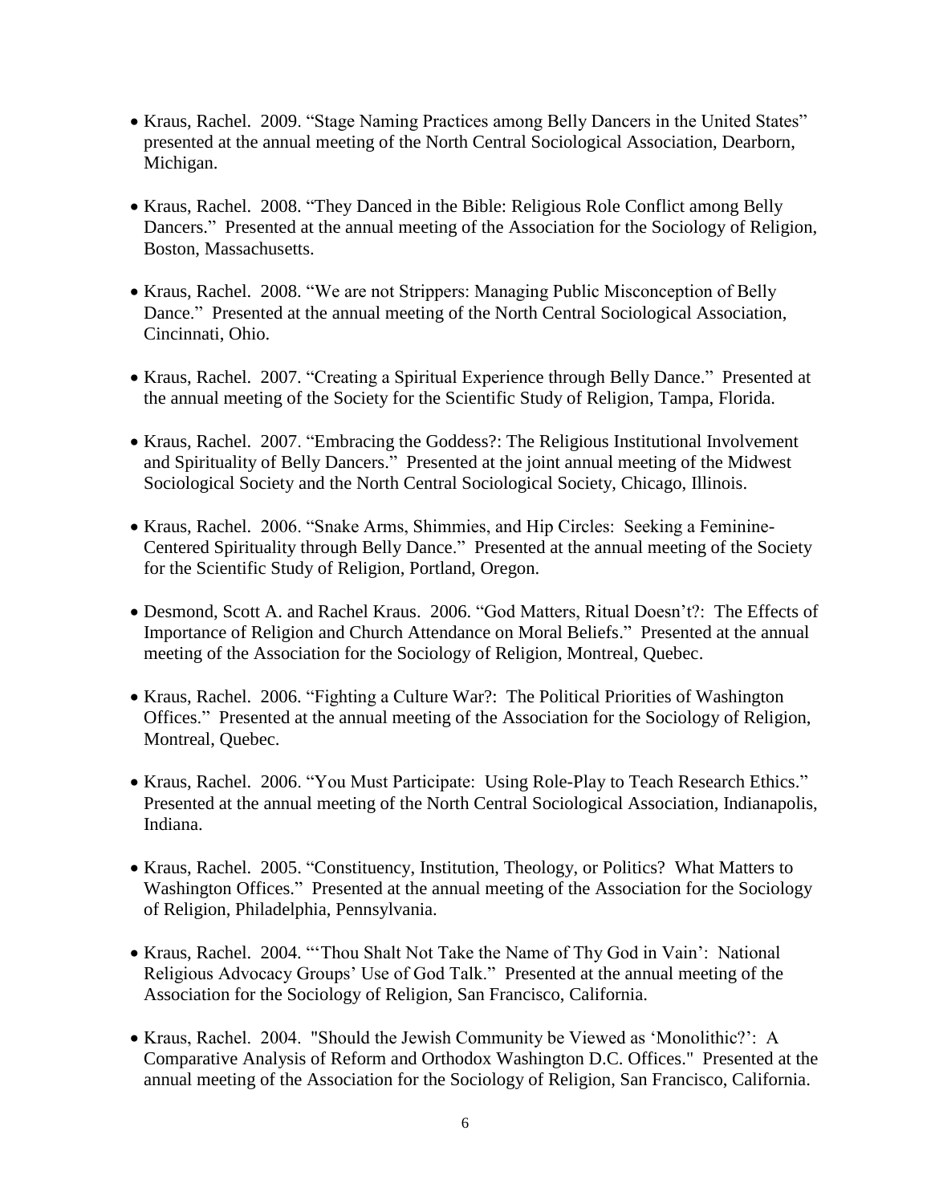- Kraus, Rachel. 2009. “Stage Naming Practices among Belly Dancers in the United States” presented at the annual meeting of the North Central Sociological Association, Dearborn, Michigan.

- Kraus, Rachel. 2008. “They Danced in the Bible: Religious Role Conflict among Belly Dancers.” Presented at the annual meeting of the Association for the Sociology of Religion, Boston, Massachusetts.

- Kraus, Rachel. 2008. “We are not Strippers: Managing Public Misconception of Belly Dance.” Presented at the annual meeting of the North Central Sociological Association, Cincinnati, Ohio.

- Kraus, Rachel. 2007. “Creating a Spiritual Experience through Belly Dance.” Presented at the annual meeting of the Society for the Scientific Study of Religion, Tampa, Florida.

- Kraus, Rachel. 2007. “Embracing the Goddess?: The Religious Institutional Involvement and Spirituality of Belly Dancers.” Presented at the joint annual meeting of the Midwest Sociological Society and the North Central Sociological Society, Chicago, Illinois.

- Kraus, Rachel. 2006. “Snake Arms, Shimmies, and Hip Circles: Seeking a Feminine-Centered Spirituality through Belly Dance.” Presented at the annual meeting of the Society for the Scientific Study of Religion, Portland, Oregon.

- Desmond, Scott A. and Rachel Kraus. 2006. “God Matters, Ritual Doesn’t?: The Effects of Importance of Religion and Church Attendance on Moral Beliefs.” Presented at the annual meeting of the Association for the Sociology of Religion, Montreal, Quebec.

- Kraus, Rachel. 2006. “Fighting a Culture War?: The Political Priorities of Washington Offices.” Presented at the annual meeting of the Association for the Sociology of Religion, Montreal, Quebec.

- Kraus, Rachel. 2006. “You Must Participate: Using Role-Play to Teach Research Ethics.” Presented at the annual meeting of the North Central Sociological Association, Indianapolis, Indiana.

- Kraus, Rachel. 2005. “Constituency, Institution, Theology, or Politics? What Matters to Washington Offices.” Presented at the annual meeting of the Association for the Sociology of Religion, Philadelphia, Pennsylvania.

- Kraus, Rachel. 2004. “‘Thou Shalt Not Take the Name of Thy God in Vain’: National Religious Advocacy Groups’ Use of God Talk.” Presented at the annual meeting of the Association for the Sociology of Religion, San Francisco, California.

- Kraus, Rachel. 2004. "Should the Jewish Community be Viewed as ‘Monolithic?’: A Comparative Analysis of Reform and Orthodox Washington D.C. Offices." Presented at the annual meeting of the Association for the Sociology of Religion, San Francisco, California.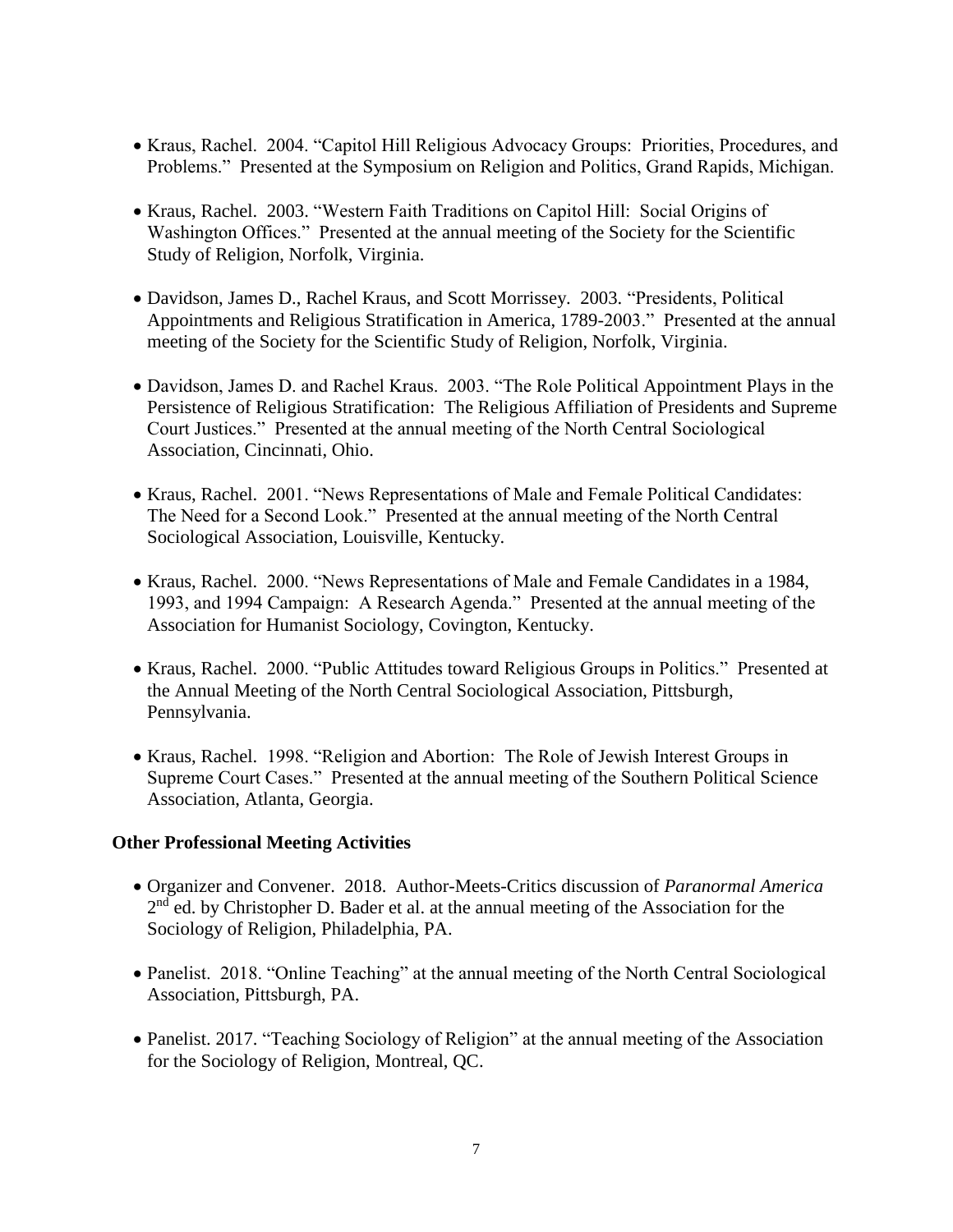- Kraus, Rachel. 2004. "Capitol Hill Religious Advocacy Groups: Priorities, Procedures, and Problems." Presented at the Symposium on Religion and Politics, Grand Rapids, Michigan.

- Kraus, Rachel. 2003. "Western Faith Traditions on Capitol Hill: Social Origins of Washington Offices." Presented at the annual meeting of the Society for the Scientific Study of Religion, Norfolk, Virginia.

- Davidson, James D., Rachel Kraus, and Scott Morrissey. 2003. "Presidents, Political Appointments and Religious Stratification in America, 1789-2003." Presented at the annual meeting of the Society for the Scientific Study of Religion, Norfolk, Virginia.

- Davidson, James D. and Rachel Kraus. 2003. "The Role Political Appointment Plays in the Persistence of Religious Stratification: The Religious Affiliation of Presidents and Supreme Court Justices." Presented at the annual meeting of the North Central Sociological Association, Cincinnati, Ohio.

- Kraus, Rachel. 2001. "News Representations of Male and Female Political Candidates: The Need for a Second Look." Presented at the annual meeting of the North Central Sociological Association, Louisville, Kentucky.

- Kraus, Rachel. 2000. "News Representations of Male and Female Candidates in a 1984, 1993, and 1994 Campaign: A Research Agenda." Presented at the annual meeting of the Association for Humanist Sociology, Covington, Kentucky.

- Kraus, Rachel. 2000. "Public Attitudes toward Religious Groups in Politics." Presented at the Annual Meeting of the North Central Sociological Association, Pittsburgh, Pennsylvania.

- Kraus, Rachel. 1998. "Religion and Abortion: The Role of Jewish Interest Groups in Supreme Court Cases." Presented at the annual meeting of the Southern Political Science Association, Atlanta, Georgia.

**Other Professional Meeting Activities**

- Organizer and Convener. 2018. Author-Meets-Critics discussion of *Paranormal America* 2nd ed. by Christopher D. Bader et al. at the annual meeting of the Association for the Sociology of Religion, Philadelphia, PA.

- Panelist. 2018. "Online Teaching" at the annual meeting of the North Central Sociological Association, Pittsburgh, PA.

- Panelist. 2017. "Teaching Sociology of Religion" at the annual meeting of the Association for the Sociology of Religion, Montreal, QC.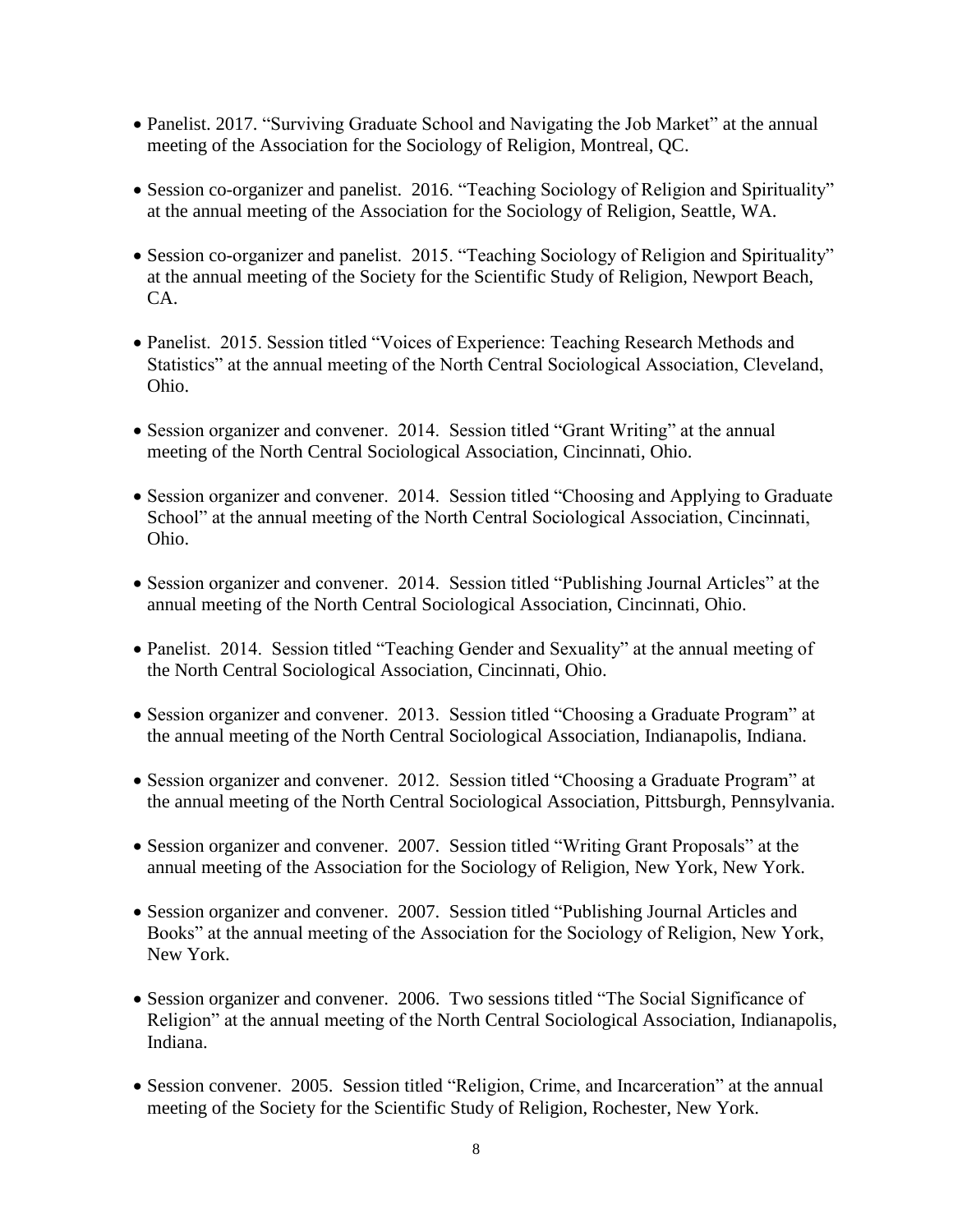- Panelist. 2017. "Surviving Graduate School and Navigating the Job Market" at the annual meeting of the Association for the Sociology of Religion, Montreal, QC.

- Session co-organizer and panelist. 2016. "Teaching Sociology of Religion and Spirituality" at the annual meeting of the Association for the Sociology of Religion, Seattle, WA.

- Session co-organizer and panelist. 2015. "Teaching Sociology of Religion and Spirituality" at the annual meeting of the Society for the Scientific Study of Religion, Newport Beach, CA.

- Panelist. 2015. Session titled "Voices of Experience: Teaching Research Methods and Statistics" at the annual meeting of the North Central Sociological Association, Cleveland, Ohio.

- Session organizer and convener. 2014. Session titled "Grant Writing" at the annual meeting of the North Central Sociological Association, Cincinnati, Ohio.

- Session organizer and convener. 2014. Session titled "Choosing and Applying to Graduate School" at the annual meeting of the North Central Sociological Association, Cincinnati, Ohio.

- Session organizer and convener. 2014. Session titled "Publishing Journal Articles" at the annual meeting of the North Central Sociological Association, Cincinnati, Ohio.

- Panelist. 2014. Session titled "Teaching Gender and Sexuality" at the annual meeting of the North Central Sociological Association, Cincinnati, Ohio.

- Session organizer and convener. 2013. Session titled "Choosing a Graduate Program" at the annual meeting of the North Central Sociological Association, Indianapolis, Indiana.

- Session organizer and convener. 2012. Session titled "Choosing a Graduate Program" at the annual meeting of the North Central Sociological Association, Pittsburgh, Pennsylvania.

- Session organizer and convener. 2007. Session titled "Writing Grant Proposals" at the annual meeting of the Association for the Sociology of Religion, New York, New York.

- Session organizer and convener. 2007. Session titled "Publishing Journal Articles and Books" at the annual meeting of the Association for the Sociology of Religion, New York, New York.

- Session organizer and convener. 2006. Two sessions titled "The Social Significance of Religion" at the annual meeting of the North Central Sociological Association, Indianapolis, Indiana.

- Session convener. 2005. Session titled "Religion, Crime, and Incarceration" at the annual meeting of the Society for the Scientific Study of Religion, Rochester, New York.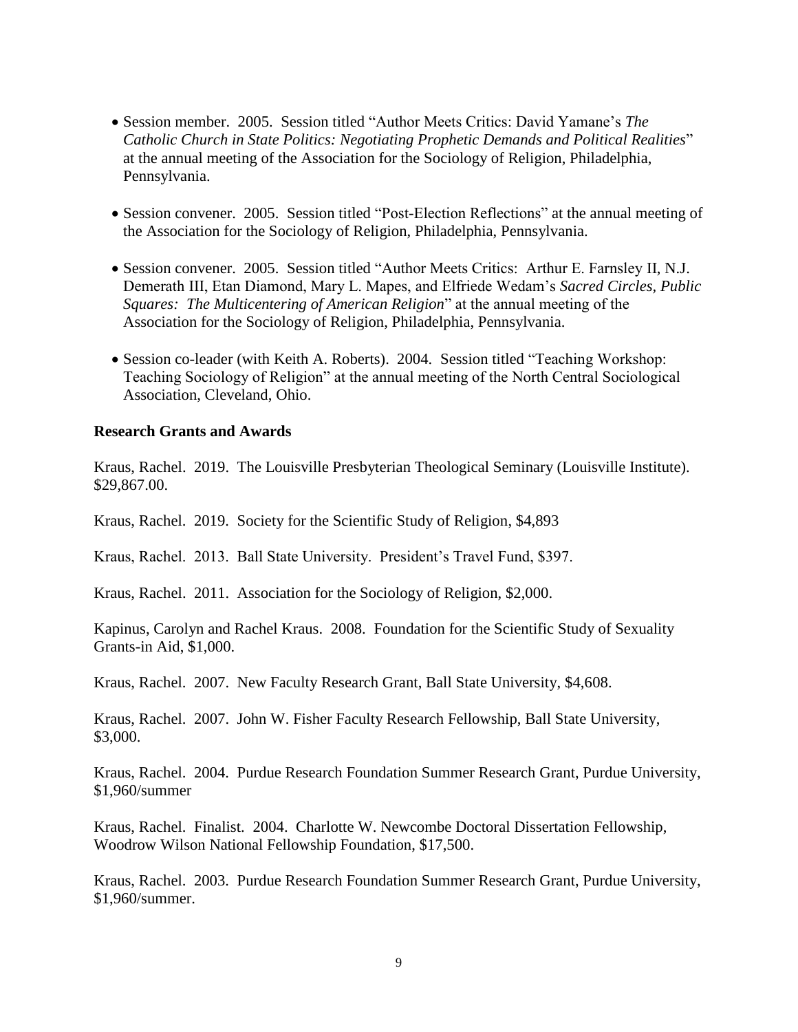- Session member. 2005. Session titled "Author Meets Critics: David Yamane's *The Catholic Church in State Politics: Negotiating Prophetic Demands and Political Realities*" at the annual meeting of the Association for the Sociology of Religion, Philadelphia, Pennsylvania.

- Session convener. 2005. Session titled "Post-Election Reflections" at the annual meeting of the Association for the Sociology of Religion, Philadelphia, Pennsylvania.

- Session convener. 2005. Session titled "Author Meets Critics: Arthur E. Farnsley II, N.J. Demerath III, Etan Diamond, Mary L. Mapes, and Elfriede Wedam's *Sacred Circles, Public Squares: The Multicentering of American Religion*" at the annual meeting of the Association for the Sociology of Religion, Philadelphia, Pennsylvania.

- Session co-leader (with Keith A. Roberts). 2004. Session titled "Teaching Workshop: Teaching Sociology of Religion" at the annual meeting of the North Central Sociological Association, Cleveland, Ohio.

**Research Grants and Awards**

Kraus, Rachel. 2019. The Louisville Presbyterian Theological Seminary (Louisville Institute). $29,867.00.

Kraus, Rachel. 2019. Society for the Scientific Study of Religion, $4,893

Kraus, Rachel. 2013. Ball State University. President's Travel Fund, $397.

Kraus, Rachel. 2011. Association for the Sociology of Religion, $2,000.

Kapinus, Carolyn and Rachel Kraus. 2008. Foundation for the Scientific Study of Sexuality Grants-in Aid, $1,000.

Kraus, Rachel. 2007. New Faculty Research Grant, Ball State University, $4,608.

Kraus, Rachel. 2007. John W. Fisher Faculty Research Fellowship, Ball State University, $3,000.

Kraus, Rachel. 2004. Purdue Research Foundation Summer Research Grant, Purdue University, $1,960/summer

Kraus, Rachel. Finalist. 2004. Charlotte W. Newcombe Doctoral Dissertation Fellowship, Woodrow Wilson National Fellowship Foundation, $17,500.

Kraus, Rachel. 2003. Purdue Research Foundation Summer Research Grant, Purdue University, $1,960/summer.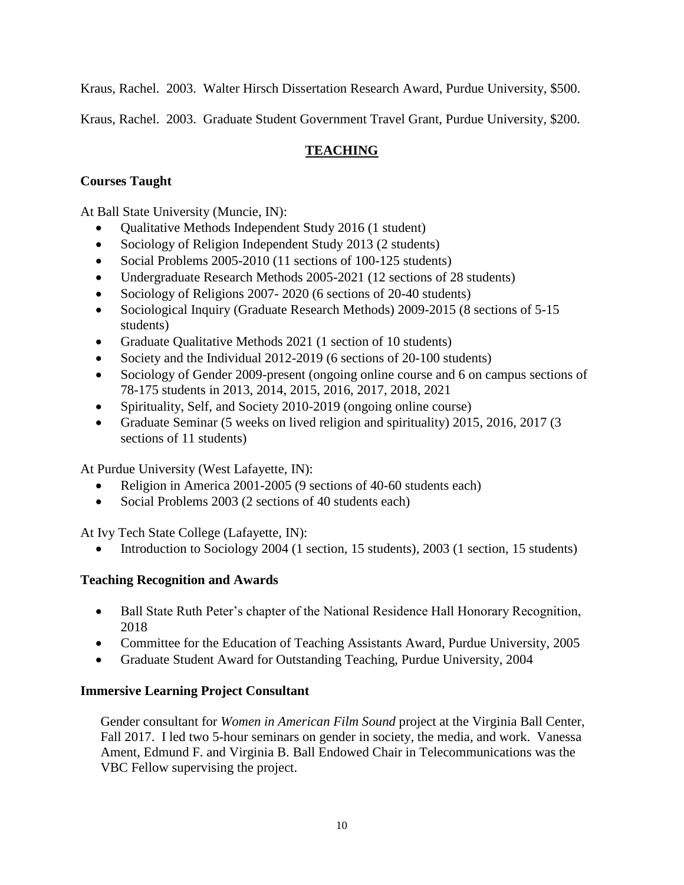Kraus, Rachel. 2003. Walter Hirsch Dissertation Research Award, Purdue University, $500.

Kraus, Rachel. 2003. Graduate Student Government Travel Grant, Purdue University, $200.

## TEACHING

### Courses Taught

At Ball State University (Muncie, IN):

- Qualitative Methods Independent Study 2016 (1 student)
- Sociology of Religion Independent Study 2013 (2 students)
- Social Problems 2005-2010 (11 sections of 100-125 students)
- Undergraduate Research Methods 2005-2021 (12 sections of 28 students)
- Sociology of Religions 2007- 2020 (6 sections of 20-40 students)
- Sociological Inquiry (Graduate Research Methods) 2009-2015 (8 sections of 5-15 students)
- Graduate Qualitative Methods 2021 (1 section of 10 students)
- Society and the Individual 2012-2019 (6 sections of 20-100 students)
- Sociology of Gender 2009-present (ongoing online course and 6 on campus sections of 78-175 students in 2013, 2014, 2015, 2016, 2017, 2018, 2021
- Spirituality, Self, and Society 2010-2019 (ongoing online course)
- Graduate Seminar (5 weeks on lived religion and spirituality) 2015, 2016, 2017 (3 sections of 11 students)

At Purdue University (West Lafayette, IN):

- Religion in America 2001-2005 (9 sections of 40-60 students each)
- Social Problems 2003 (2 sections of 40 students each)

At Ivy Tech State College (Lafayette, IN):

- Introduction to Sociology 2004 (1 section, 15 students), 2003 (1 section, 15 students)

### Teaching Recognition and Awards

- Ball State Ruth Peter's chapter of the National Residence Hall Honorary Recognition, 2018
- Committee for the Education of Teaching Assistants Award, Purdue University, 2005
- Graduate Student Award for Outstanding Teaching, Purdue University, 2004

### Immersive Learning Project Consultant

Gender consultant for *Women in American Film Sound* project at the Virginia Ball Center, Fall 2017. I led two 5-hour seminars on gender in society, the media, and work. Vanessa Ament, Edmund F. and Virginia B. Ball Endowed Chair in Telecommunications was the VBC Fellow supervising the project.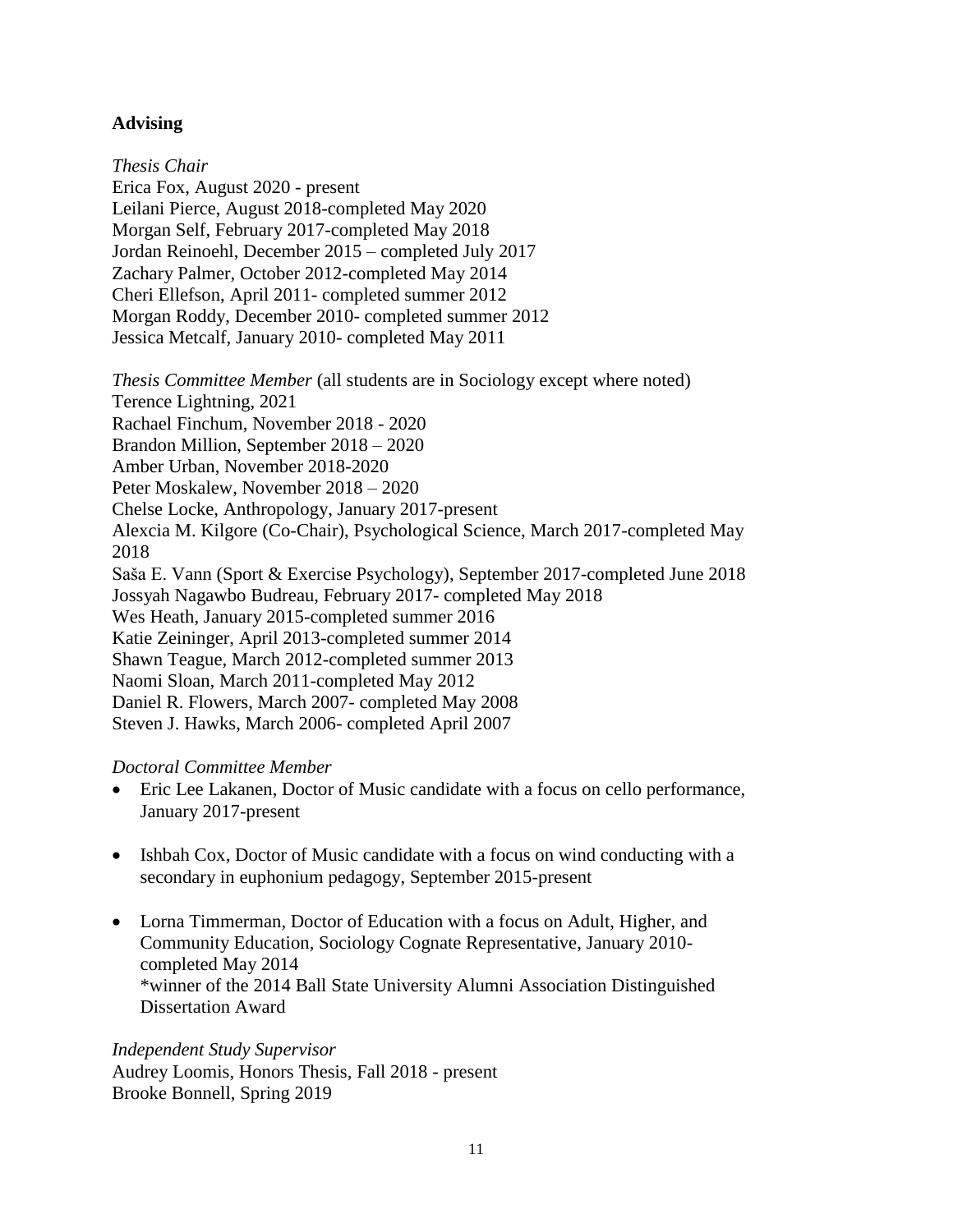## Advising

*Thesis Chair*
Erica Fox, August 2020 - present
Leilani Pierce, August 2018-completed May 2020
Morgan Self, February 2017-completed May 2018
Jordan Reinoehl, December 2015 – completed July 2017
Zachary Palmer, October 2012-completed May 2014
Cheri Ellefson, April 2011- completed summer 2012
Morgan Roddy, December 2010- completed summer 2012
Jessica Metcalf, January 2010- completed May 2011

*Thesis Committee Member* (all students are in Sociology except where noted)
Terence Lightning, 2021
Rachael Finchum, November 2018 - 2020
Brandon Million, September 2018 – 2020
Amber Urban, November 2018-2020
Peter Moskalew, November 2018 – 2020
Chelse Locke, Anthropology, January 2017-present
Alexcia M. Kilgore (Co-Chair), Psychological Science, March 2017-completed May 2018
Saša E. Vann (Sport & Exercise Psychology), September 2017-completed June 2018
Jossyah Nagawbo Budreau, February 2017- completed May 2018
Wes Heath, January 2015-completed summer 2016
Katie Zeininger, April 2013-completed summer 2014
Shawn Teague, March 2012-completed summer 2013
Naomi Sloan, March 2011-completed May 2012
Daniel R. Flowers, March 2007- completed May 2008
Steven J. Hawks, March 2006- completed April 2007

*Doctoral Committee Member*

- Eric Lee Lakanen, Doctor of Music candidate with a focus on cello performance, January 2017-present
- Ishbah Cox, Doctor of Music candidate with a focus on wind conducting with a secondary in euphonium pedagogy, September 2015-present
- Lorna Timmerman, Doctor of Education with a focus on Adult, Higher, and Community Education, Sociology Cognate Representative, January 2010-completed May 2014
  *winner of the 2014 Ball State University Alumni Association Distinguished Dissertation Award

*Independent Study Supervisor*
Audrey Loomis, Honors Thesis, Fall 2018 - present
Brooke Bonnell, Spring 2019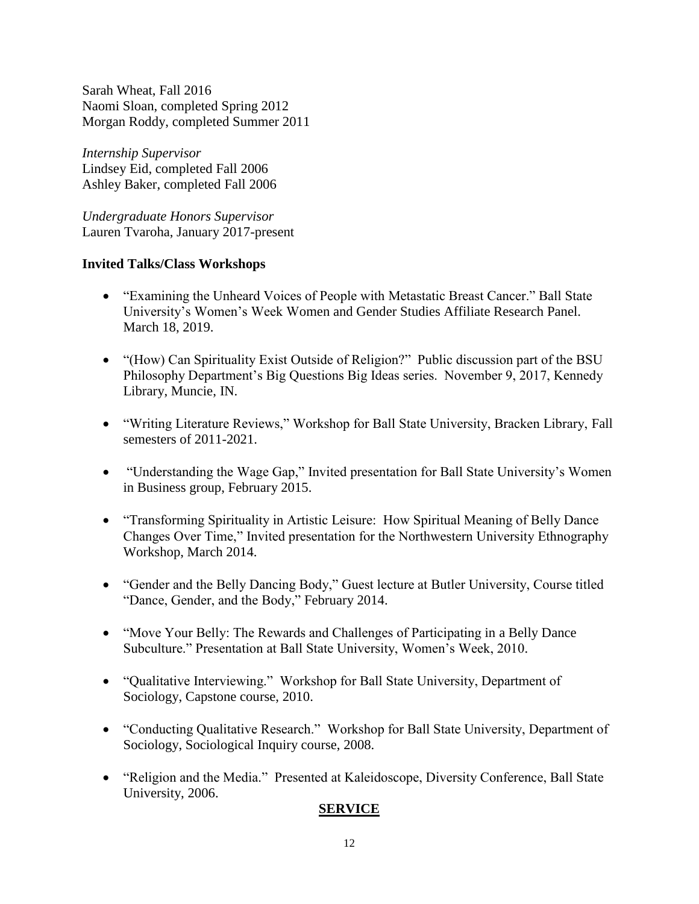Sarah Wheat, Fall 2016
Naomi Sloan, completed Spring 2012
Morgan Roddy, completed Summer 2011

*Internship Supervisor*
Lindsey Eid, completed Fall 2006
Ashley Baker, completed Fall 2006

*Undergraduate Honors Supervisor*
Lauren Tvaroha, January 2017-present

**Invited Talks/Class Workshops**

- "Examining the Unheard Voices of People with Metastatic Breast Cancer." Ball State University's Women's Week Women and Gender Studies Affiliate Research Panel. March 18, 2019.

- "(How) Can Spirituality Exist Outside of Religion?" Public discussion part of the BSU Philosophy Department's Big Questions Big Ideas series. November 9, 2017, Kennedy Library, Muncie, IN.

- "Writing Literature Reviews," Workshop for Ball State University, Bracken Library, Fall semesters of 2011-2021.

- "Understanding the Wage Gap," Invited presentation for Ball State University's Women in Business group, February 2015.

- "Transforming Spirituality in Artistic Leisure: How Spiritual Meaning of Belly Dance Changes Over Time," Invited presentation for the Northwestern University Ethnography Workshop, March 2014.

- "Gender and the Belly Dancing Body," Guest lecture at Butler University, Course titled "Dance, Gender, and the Body," February 2014.

- "Move Your Belly: The Rewards and Challenges of Participating in a Belly Dance Subculture." Presentation at Ball State University, Women's Week, 2010.

- "Qualitative Interviewing." Workshop for Ball State University, Department of Sociology, Capstone course, 2010.

- "Conducting Qualitative Research." Workshop for Ball State University, Department of Sociology, Sociological Inquiry course, 2008.

- "Religion and the Media." Presented at Kaleidoscope, Diversity Conference, Ball State University, 2006.

## **SERVICE**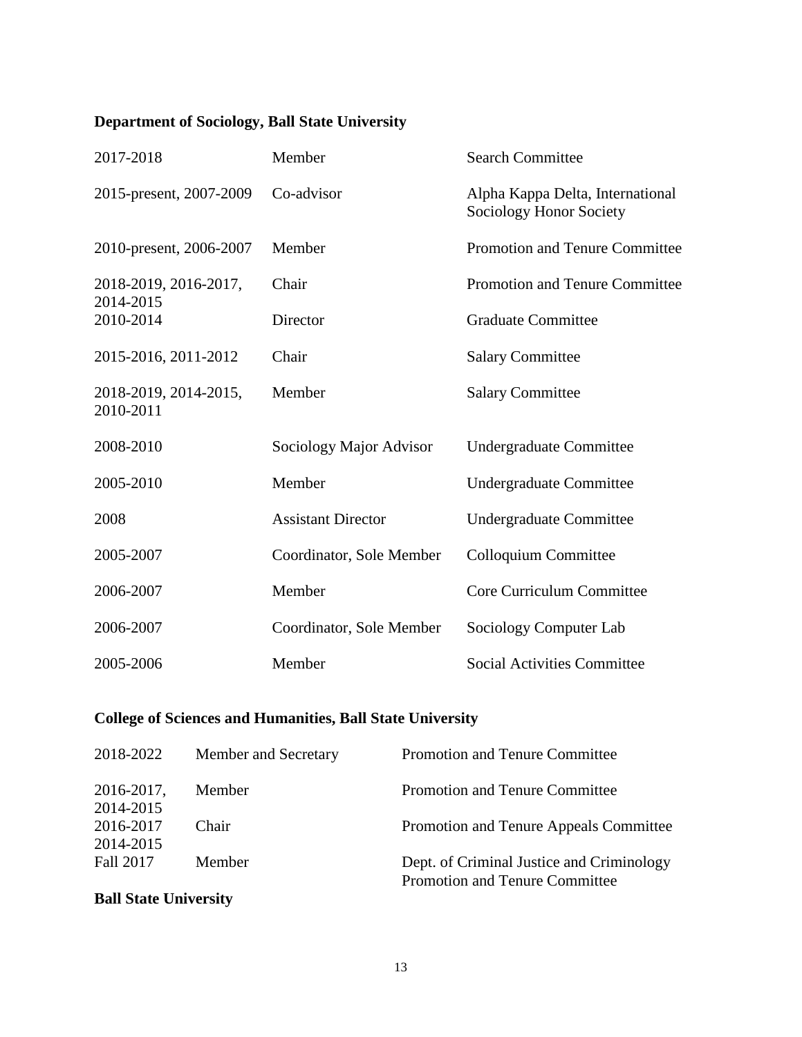**Department of Sociology, Ball State University**

| | | |
|---|---|---|
| 2017-2018 | Member | Search Committee |
| 2015-present, 2007-2009 | Co-advisor | Alpha Kappa Delta, International Sociology Honor Society |
| 2010-present, 2006-2007 | Member | Promotion and Tenure Committee |
| 2018-2019, 2016-2017, 2014-2015 | Chair | Promotion and Tenure Committee |
| 2010-2014 | Director | Graduate Committee |
| 2015-2016, 2011-2012 | Chair | Salary Committee |
| 2018-2019, 2014-2015, 2010-2011 | Member | Salary Committee |
| 2008-2010 | Sociology Major Advisor | Undergraduate Committee |
| 2005-2010 | Member | Undergraduate Committee |
| 2008 | Assistant Director | Undergraduate Committee |
| 2005-2007 | Coordinator, Sole Member | Colloquium Committee |
| 2006-2007 | Member | Core Curriculum Committee |
| 2006-2007 | Coordinator, Sole Member | Sociology Computer Lab |
| 2005-2006 | Member | Social Activities Committee |

**College of Sciences and Humanities, Ball State University**

| | | |
|---|---|---|
| 2018-2022 | Member and Secretary | Promotion and Tenure Committee |
| 2016-2017, 2014-2015 | Member | Promotion and Tenure Committee |
| 2016-2017 2014-2015 | Chair | Promotion and Tenure Appeals Committee |
| Fall 2017 | Member | Dept. of Criminal Justice and Criminology Promotion and Tenure Committee |

**Ball State University**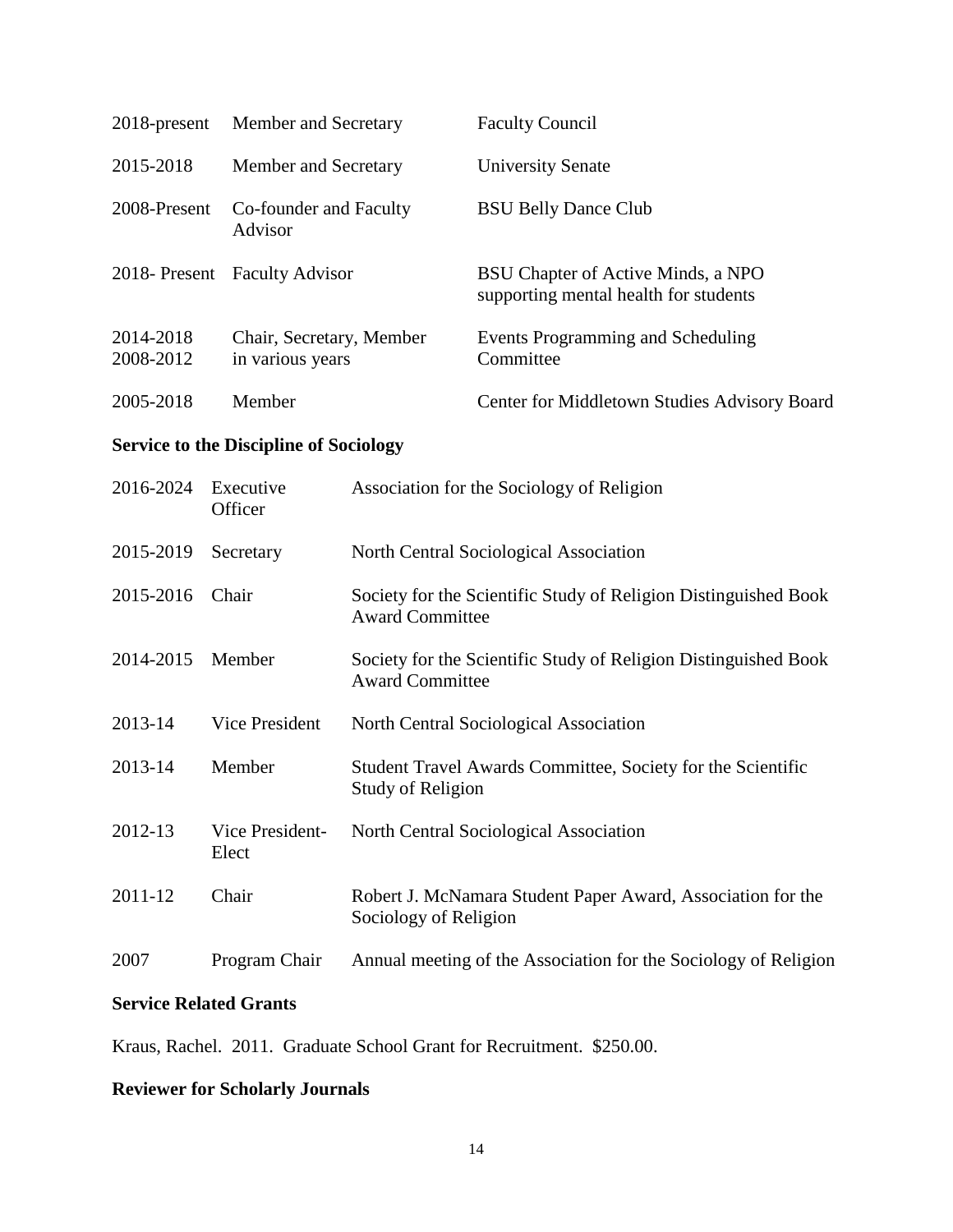| | | |
|---|---|---|
| 2018-present | Member and Secretary | Faculty Council |
| 2015-2018 | Member and Secretary | University Senate |
| 2008-Present | Co-founder and Faculty Advisor | BSU Belly Dance Club |
| 2018- Present | Faculty Advisor | BSU Chapter of Active Minds, a NPO supporting mental health for students |
| 2014-2018<br>2008-2012 | Chair, Secretary, Member in various years | Events Programming and Scheduling Committee |
| 2005-2018 | Member | Center for Middletown Studies Advisory Board |

### Service to the Discipline of Sociology

| | | |
|---|---|---|
| 2016-2024 | Executive Officer | Association for the Sociology of Religion |
| 2015-2019 | Secretary | North Central Sociological Association |
| 2015-2016 | Chair | Society for the Scientific Study of Religion Distinguished Book Award Committee |
| 2014-2015 | Member | Society for the Scientific Study of Religion Distinguished Book Award Committee |
| 2013-14 | Vice President | North Central Sociological Association |
| 2013-14 | Member | Student Travel Awards Committee, Society for the Scientific Study of Religion |
| 2012-13 | Vice President-Elect | North Central Sociological Association |
| 2011-12 | Chair | Robert J. McNamara Student Paper Award, Association for the Sociology of Religion |
| 2007 | Program Chair | Annual meeting of the Association for the Sociology of Religion |

### Service Related Grants

Kraus, Rachel. 2011. Graduate School Grant for Recruitment. $250.00.

### Reviewer for Scholarly Journals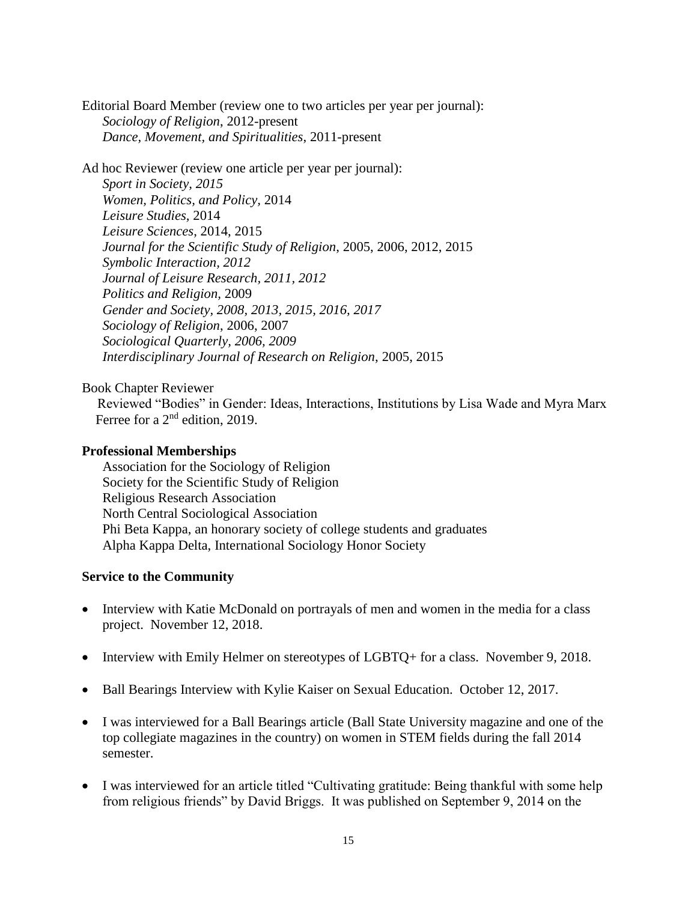Editorial Board Member (review one to two articles per year per journal):

*Sociology of Religion*, 2012-present
*Dance, Movement, and Spiritualities*, 2011-present

Ad hoc Reviewer (review one article per year per journal):

*Sport in Society, 2015*
*Women, Politics, and Policy,* 2014
*Leisure Studies,* 2014
*Leisure Sciences*, 2014, 2015
*Journal for the Scientific Study of Religion*, 2005, 2006, 2012, 2015
*Symbolic Interaction, 2012*
*Journal of Leisure Research, 2011, 2012*
*Politics and Religion,* 2009
*Gender and Society, 2008, 2013, 2015, 2016, 2017*
*Sociology of Religion*, 2006, 2007
*Sociological Quarterly, 2006, 2009*
*Interdisciplinary Journal of Research on Religion*, 2005, 2015

Book Chapter Reviewer

Reviewed "Bodies" in Gender: Ideas, Interactions, Institutions by Lisa Wade and Myra Marx Ferree for a 2nd edition, 2019.

**Professional Memberships**

Association for the Sociology of Religion
Society for the Scientific Study of Religion
Religious Research Association
North Central Sociological Association
Phi Beta Kappa, an honorary society of college students and graduates
Alpha Kappa Delta, International Sociology Honor Society

**Service to the Community**

- Interview with Katie McDonald on portrayals of men and women in the media for a class project. November 12, 2018.
- Interview with Emily Helmer on stereotypes of LGBTQ+ for a class. November 9, 2018.
- Ball Bearings Interview with Kylie Kaiser on Sexual Education. October 12, 2017.
- I was interviewed for a Ball Bearings article (Ball State University magazine and one of the top collegiate magazines in the country) on women in STEM fields during the fall 2014 semester.
- I was interviewed for an article titled "Cultivating gratitude: Being thankful with some help from religious friends" by David Briggs. It was published on September 9, 2014 on the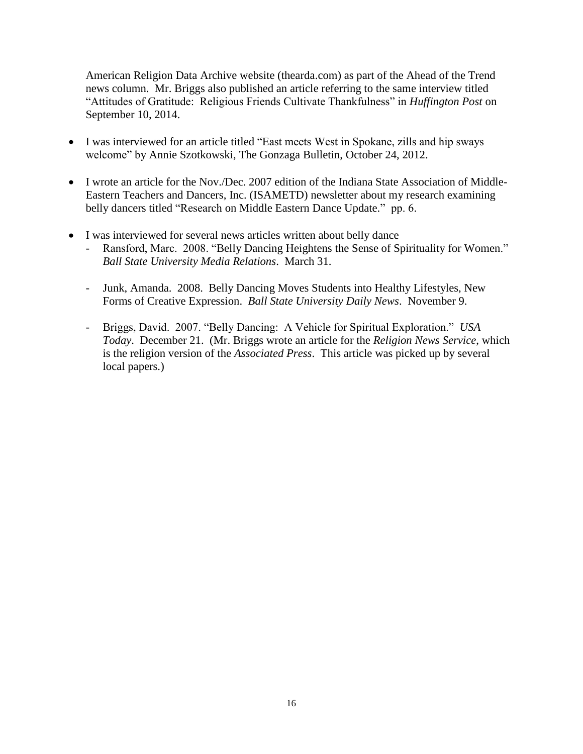American Religion Data Archive website (thearda.com) as part of the Ahead of the Trend news column. Mr. Briggs also published an article referring to the same interview titled "Attitudes of Gratitude: Religious Friends Cultivate Thankfulness" in *Huffington Post* on September 10, 2014.

- I was interviewed for an article titled "East meets West in Spokane, zills and hip sways welcome" by Annie Szotkowski, The Gonzaga Bulletin, October 24, 2012.

- I wrote an article for the Nov./Dec. 2007 edition of the Indiana State Association of Middle-Eastern Teachers and Dancers, Inc. (ISAMETD) newsletter about my research examining belly dancers titled "Research on Middle Eastern Dance Update." pp. 6.

- I was interviewed for several news articles written about belly dance
  - Ransford, Marc. 2008. "Belly Dancing Heightens the Sense of Spirituality for Women." *Ball State University Media Relations*. March 31.
  - Junk, Amanda. 2008. Belly Dancing Moves Students into Healthy Lifestyles, New Forms of Creative Expression. *Ball State University Daily News*. November 9.
  - Briggs, David. 2007. "Belly Dancing: A Vehicle for Spiritual Exploration." *USA Today*. December 21. (Mr. Briggs wrote an article for the *Religion News Service*, which is the religion version of the *Associated Press*. This article was picked up by several local papers.)